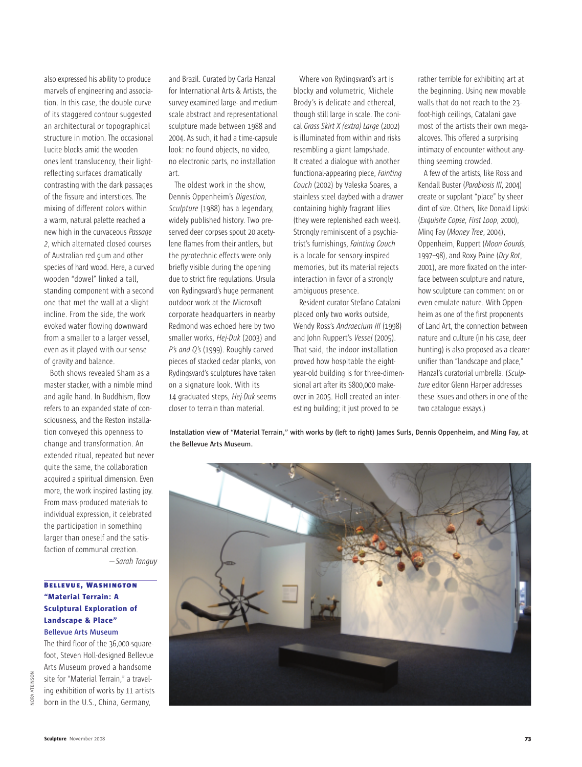also expressed his ability to produce marvels of engineering and association. In this case, the double curve of its staggered contour suggested an architectural or topographical structure in motion. The occasional Lucite blocks amid the wooden ones lent translucency, their light-reflecting surfaces dramatically contrasting with the dark passages of the fissure and interstices. The mixing of different colors within a warm, natural palette reached a new high in the curvaceous *Passage 2*, which alternated closed courses of Australian red gum and other species of hard wood. Here, a curved wooden "dowel" linked a tall, standing component with a second one that met the wall at a slight incline. From the side, the work evoked water flowing downward from a smaller to a larger vessel, even as it played with our sense of gravity and balance.

Both shows revealed Sham as a master stacker, with a nimble mind and agile hand. In Buddhism, flow refers to an expanded state of consciousness, and the Reston installation conveyed this openness to change and transformation. An extended ritual, repeated but never quite the same, the collaboration acquired a spiritual dimension. Even more, the work inspired lasting joy. From mass-produced materials to individual expression, it celebrated the participation in something larger than oneself and the satisfaction of communal creation.

—*Sarah Tanguy*

## Bellevue, Washington

### "Material Terrain: A Sculptural Exploration of Landscape & Place"

Bellevue Arts Museum

The third floor of the 36,000-square-foot, Steven Holl-designed Bellevue Arts Museum proved a handsome site for "Material Terrain," a traveling exhibition of works by 11 artists born in the U.S., China, Germany, and Brazil. Curated by Carla Hanzal for International Arts & Artists, the survey examined large- and medium-scale abstract and representational sculpture made between 1988 and 2004. As such, it had a time-capsule look: no found objects, no video, no electronic parts, no installation art.

The oldest work in the show, Dennis Oppenheim's *Digestion, Sculpture* (1988) has a legendary, widely published history. Two preserved deer corpses spout 20 acetylene flames from their antlers, but the pyrotechnic effects were only briefly visible during the opening due to strict fire regulations. Ursula von Rydingsvard's huge permanent outdoor work at the Microsoft corporate headquarters in nearby Redmond was echoed here by two smaller works, *Hej-Duk* (2003) and *P's and Q's* (1999). Roughly carved pieces of stacked cedar planks, von Rydingsvard's sculptures have taken on a signature look. With its 14 graduated steps, *Hej-Duk* seems closer to terrain than material.

Where von Rydingsvard's art is blocky and volumetric, Michele Brody's is delicate and ethereal, though still large in scale. The conical *Grass Skirt X (extra) Large* (2002) is illuminated from within and risks resembling a giant lampshade. It created a dialogue with another functional-appearing piece, *Fainting Couch* (2002) by Valeska Soares, a stainless steel daybed with a drawer containing highly fragrant lilies (they were replenished each week). Strongly reminiscent of a psychiatrist's furnishings, *Fainting Couch* is a locale for sensory-inspired memories, but its material rejects interaction in favor of a strongly ambiguous presence.

Resident curator Stefano Catalani placed only two works outside, Wendy Ross's *Andraecium III* (1998) and John Ruppert's *Vessel* (2005). That said, the indoor installation proved how hospitable the eight-year-old building is for three-dimensional art after its $800,000 makeover in 2005. Holl created an interesting building; it just proved to be rather terrible for exhibiting art at the beginning. Using new movable walls that do not reach to the 23-foot-high ceilings, Catalani gave most of the artists their own mega-alcoves. This offered a surprising intimacy of encounter without anything seeming crowded.

A few of the artists, like Ross and Kendall Buster (*Parabiosis III*, 2004) create or supplant "place" by sheer dint of size. Others, like Donald Lipski (*Exquisite Copse, First Loop*, 2000), Ming Fay (*Money Tree*, 2004), Oppenheim, Ruppert (*Moon Gourds*, 1997–98), and Roxy Paine (*Dry Rot*, 2001), are more fixated on the interface between sculpture and nature, how sculpture can comment on or even emulate nature. With Oppenheim as one of the first proponents of Land Art, the connection between nature and culture (in his case, deer hunting) is also proposed as a clearer unifier than "landscape and place," Hanzal's curatorial umbrella. (*Sculpture* editor Glenn Harper addresses these issues and others in one of the two catalogue essays.)

Installation view of "Material Terrain," with works by (left to right) James Surls, Dennis Oppenheim, and Ming Fay, at the Bellevue Arts Museum.

NORA ATKINSON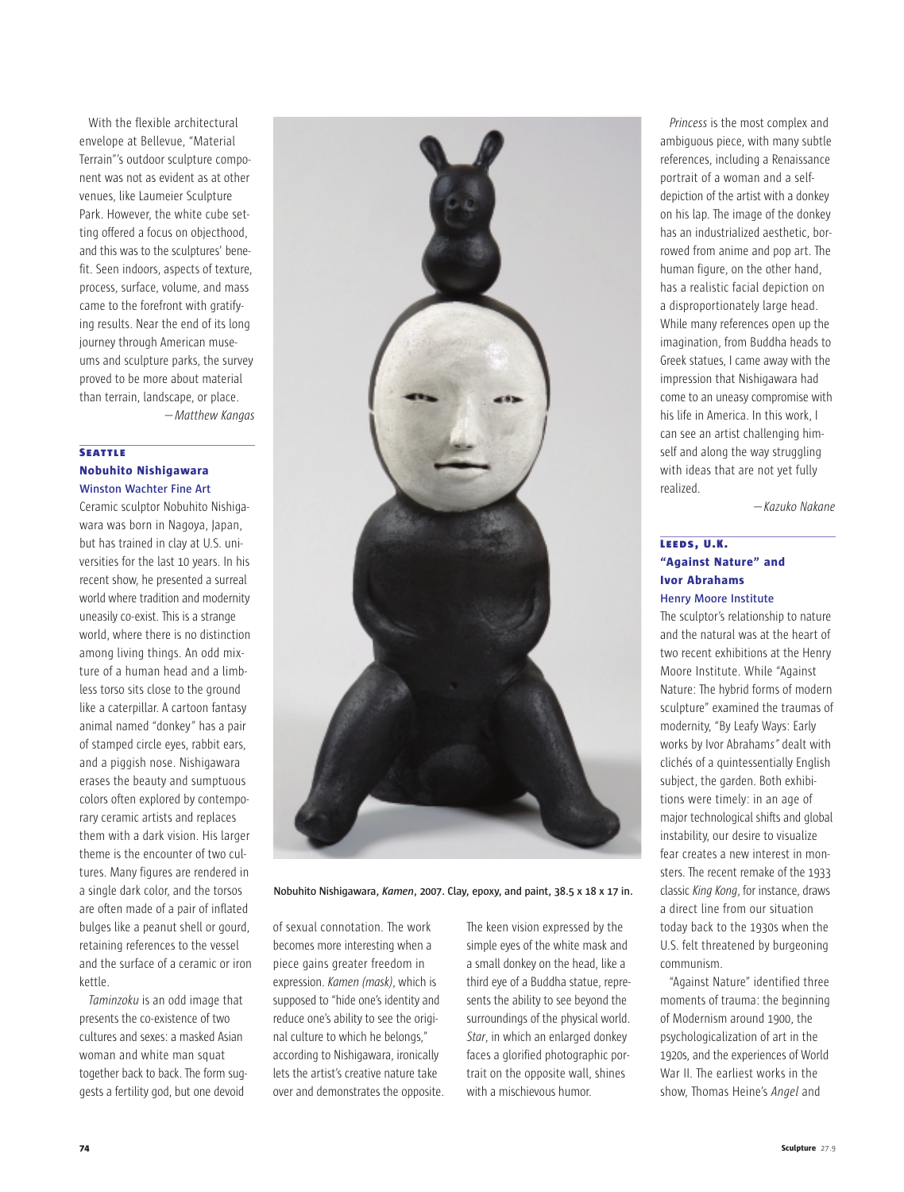With the flexible architectural envelope at Bellevue, "Material Terrain"'s outdoor sculpture component was not as evident as at other venues, like Laumeier Sculpture Park. However, the white cube setting offered a focus on objecthood, and this was to the sculptures' benefit. Seen indoors, aspects of texture, process, surface, volume, and mass came to the forefront with gratifying results. Near the end of its long journey through American museums and sculpture parks, the survey proved to be more about material than terrain, landscape, or place.

*—Matthew Kangas*

## SEATTLE

### Nobuhito Nishigawara

**Winston Wachter Fine Art**

Ceramic sculptor Nobuhito Nishigawara was born in Nagoya, Japan, but has trained in clay at U.S. universities for the last 10 years. In his recent show, he presented a surreal world where tradition and modernity uneasily co-exist. This is a strange world, where there is no distinction among living things. An odd mixture of a human head and a limbless torso sits close to the ground like a caterpillar. A cartoon fantasy animal named "donkey" has a pair of stamped circle eyes, rabbit ears, and a piggish nose. Nishigawara erases the beauty and sumptuous colors often explored by contemporary ceramic artists and replaces them with a dark vision. His larger theme is the encounter of two cultures. Many figures are rendered in a single dark color, and the torsos are often made of a pair of inflated bulges like a peanut shell or gourd, retaining references to the vessel and the surface of a ceramic or iron kettle.

*Taminzoku* is an odd image that presents the co-existence of two cultures and sexes: a masked Asian woman and white man squat together back to back. The form suggests a fertility god, but one devoid of sexual connotation. The work becomes more interesting when a piece gains greater freedom in expression. *Kamen (mask)*, which is supposed to "hide one's identity and reduce one's ability to see the original culture to which he belongs," according to Nishigawara, ironically lets the artist's creative nature take over and demonstrates the opposite. The keen vision expressed by the simple eyes of the white mask and a small donkey on the head, like a third eye of a Buddha statue, represents the ability to see beyond the surroundings of the physical world. *Star*, in which an enlarged donkey faces a glorified photographic portrait on the opposite wall, shines with a mischievous humor.

Nobuhito Nishigawara, *Kamen*, 2007. Clay, epoxy, and paint, 38.5 x 18 x 17 in.

*Princess* is the most complex and ambiguous piece, with many subtle references, including a Renaissance portrait of a woman and a self-depiction of the artist with a donkey on his lap. The image of the donkey has an industrialized aesthetic, borrowed from anime and pop art. The human figure, on the other hand, has a realistic facial depiction on a disproportionately large head. While many references open up the imagination, from Buddha heads to Greek statues, I came away with the impression that Nishigawara had come to an uneasy compromise with his life in America. In this work, I can see an artist challenging himself and along the way struggling with ideas that are not yet fully realized.

*—Kazuko Nakane*

## LEEDS, U.K.

### "Against Nature" and Ivor Abrahams

**Henry Moore Institute**

The sculptor's relationship to nature and the natural was at the heart of two recent exhibitions at the Henry Moore Institute. While "Against Nature: The hybrid forms of modern sculpture" examined the traumas of modernity, "By Leafy Ways: Early works by Ivor Abrahams" dealt with clichés of a quintessentially English subject, the garden. Both exhibitions were timely: in an age of major technological shifts and global instability, our desire to visualize fear creates a new interest in monsters. The recent remake of the 1933 classic *King Kong*, for instance, draws a direct line from our situation today back to the 1930s when the U.S. felt threatened by burgeoning communism.

"Against Nature" identified three moments of trauma: the beginning of Modernism around 1900, the psychologicalization of art in the 1920s, and the experiences of World War II. The earliest works in the show, Thomas Heine's *Angel* and